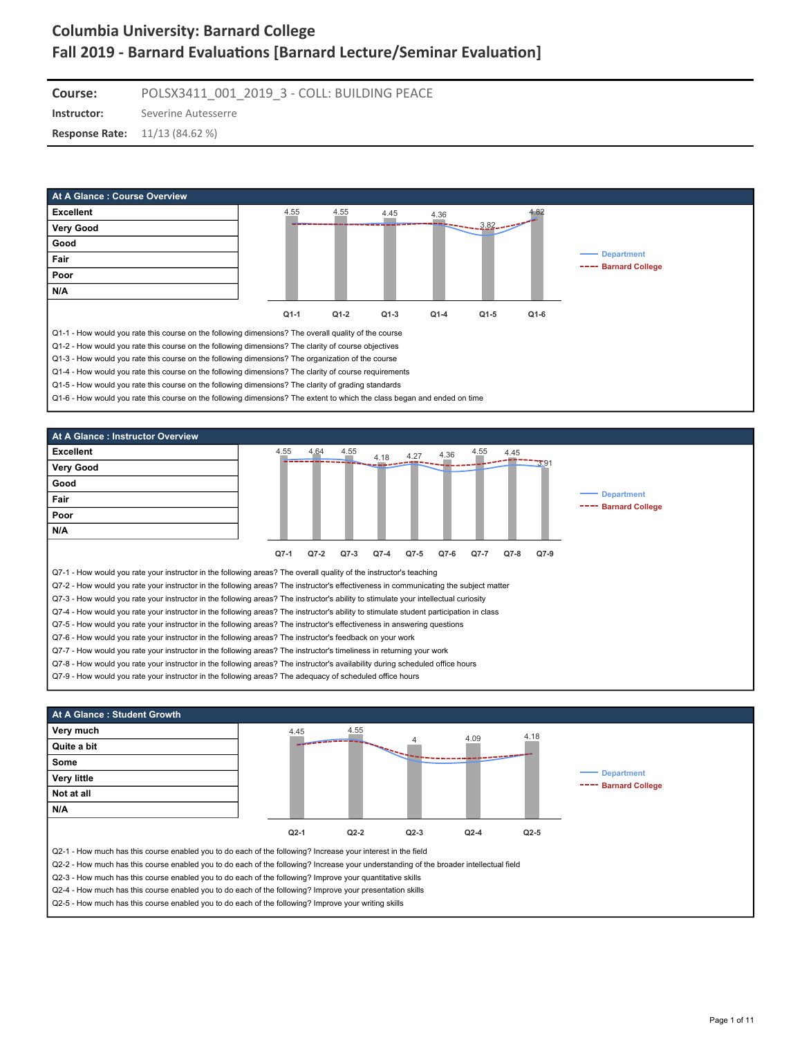# Columbia University: Barnard College

## Fall 2019 - Barnard Evaluations [Barnard Lecture/Seminar Evaluation]

**Course:** POLSX3411_001_2019_3 - COLL: BUILDING PEACE

**Instructor:** Severine Autesserre

**Response Rate:** 11/13 (84.62 %)

### At A Glance : Course Overview

Scale: Excellent, Very Good, Good, Fair, Poor, N/A

Legend: Department, Barnard College

| Question | Q1-1 | Q1-2 | Q1-3 | Q1-4 | Q1-5 | Q1-6 |
|---|---|---|---|---|---|---|
| Score | 4.55 | 4.55 | 4.45 | 4.36 | 3.82 | 4.82 |

Q1-1 - How would you rate this course on the following dimensions? The overall quality of the course

Q1-2 - How would you rate this course on the following dimensions? The clarity of course objectives

Q1-3 - How would you rate this course on the following dimensions? The organization of the course

Q1-4 - How would you rate this course on the following dimensions? The clarity of course requirements

Q1-5 - How would you rate this course on the following dimensions? The clarity of grading standards

Q1-6 - How would you rate this course on the following dimensions? The extent to which the class began and ended on time

### At A Glance : Instructor Overview

Scale: Excellent, Very Good, Good, Fair, Poor, N/A

Legend: Department, Barnard College

| Question | Q7-1 | Q7-2 | Q7-3 | Q7-4 | Q7-5 | Q7-6 | Q7-7 | Q7-8 | Q7-9 |
|---|---|---|---|---|---|---|---|---|---|
| Score | 4.55 | 4.64 | 4.55 | 4.18 | 4.27 | 4.36 | 4.55 | 4.45 | 3.91 |

Q7-1 - How would you rate your instructor in the following areas? The overall quality of the instructor's teaching

Q7-2 - How would you rate your instructor in the following areas? The instructor's effectiveness in communicating the subject matter

Q7-3 - How would you rate your instructor in the following areas? The instructor's ability to stimulate your intellectual curiosity

Q7-4 - How would you rate your instructor in the following areas? The instructor's ability to stimulate student participation in class

Q7-5 - How would you rate your instructor in the following areas? The instructor's effectiveness in answering questions

Q7-6 - How would you rate your instructor in the following areas? The instructor's feedback on your work

Q7-7 - How would you rate your instructor in the following areas? The instructor's timeliness in returning your work

Q7-8 - How would you rate your instructor in the following areas? The instructor's availability during scheduled office hours

Q7-9 - How would you rate your instructor in the following areas? The adequacy of scheduled office hours

### At A Glance : Student Growth

Scale: Very much, Quite a bit, Some, Very little, Not at all, N/A

Legend: Department, Barnard College

| Question | Q2-1 | Q2-2 | Q2-3 | Q2-4 | Q2-5 |
|---|---|---|---|---|---|
| Score | 4.45 | 4.55 | 4 | 4.09 | 4.18 |

Q2-1 - How much has this course enabled you to do each of the following? Increase your interest in the field

Q2-2 - How much has this course enabled you to do each of the following? Increase your understanding of the broader intellectual field

Q2-3 - How much has this course enabled you to do each of the following? Improve your quantitative skills

Q2-4 - How much has this course enabled you to do each of the following? Improve your presentation skills

Q2-5 - How much has this course enabled you to do each of the following? Improve your writing skills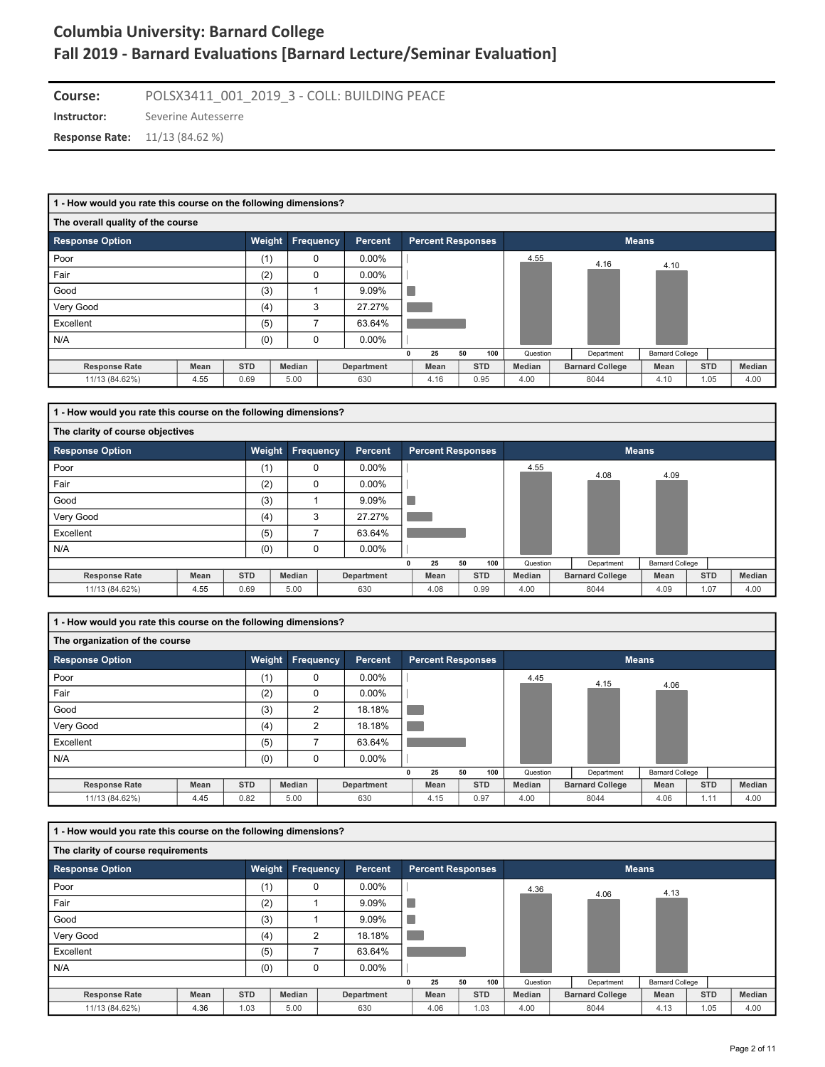# Columbia University: Barnard College

## Fall 2019 - Barnard Evaluations [Barnard Lecture/Seminar Evaluation]

**Course:** POLSX3411_001_2019_3 - COLL: BUILDING PEACE

**Instructor:** Severine Autesserre

**Response Rate:** 11/13 (84.62 %)

### 1 - How would you rate this course on the following dimensions?

#### The overall quality of the course

| Response Option | Weight | Frequency | Percent |
|---|---|---|---|
| Poor | (1) | 0 | 0.00% |
| Fair | (2) | 0 | 0.00% |
| Good | (3) | 1 | 9.09% |
| Very Good | (4) | 3 | 27.27% |
| Excellent | (5) | 7 | 63.64% |
| N/A | (0) | 0 | 0.00% |

Means: Question 4.55, Department 4.16, Barnard College 4.10

| Response Rate | Mean | STD | Median | Department | Mean | STD | Median | Barnard College | Mean | STD | Median |
|---|---|---|---|---|---|---|---|---|---|---|---|
| 11/13 (84.62%) | 4.55 | 0.69 | 5.00 | 630 | 4.16 | 0.95 | 4.00 | 8044 | 4.10 | 1.05 | 4.00 |

### 1 - How would you rate this course on the following dimensions?

#### The clarity of course objectives

| Response Option | Weight | Frequency | Percent |
|---|---|---|---|
| Poor | (1) | 0 | 0.00% |
| Fair | (2) | 0 | 0.00% |
| Good | (3) | 1 | 9.09% |
| Very Good | (4) | 3 | 27.27% |
| Excellent | (5) | 7 | 63.64% |
| N/A | (0) | 0 | 0.00% |

Means: Question 4.55, Department 4.08, Barnard College 4.09

| Response Rate | Mean | STD | Median | Department | Mean | STD | Median | Barnard College | Mean | STD | Median |
|---|---|---|---|---|---|---|---|---|---|---|---|
| 11/13 (84.62%) | 4.55 | 0.69 | 5.00 | 630 | 4.08 | 0.99 | 4.00 | 8044 | 4.09 | 1.07 | 4.00 |

### 1 - How would you rate this course on the following dimensions?

#### The organization of the course

| Response Option | Weight | Frequency | Percent |
|---|---|---|---|
| Poor | (1) | 0 | 0.00% |
| Fair | (2) | 0 | 0.00% |
| Good | (3) | 2 | 18.18% |
| Very Good | (4) | 2 | 18.18% |
| Excellent | (5) | 7 | 63.64% |
| N/A | (0) | 0 | 0.00% |

Means: Question 4.45, Department 4.15, Barnard College 4.06

| Response Rate | Mean | STD | Median | Department | Mean | STD | Median | Barnard College | Mean | STD | Median |
|---|---|---|---|---|---|---|---|---|---|---|---|
| 11/13 (84.62%) | 4.45 | 0.82 | 5.00 | 630 | 4.15 | 0.97 | 4.00 | 8044 | 4.06 | 1.11 | 4.00 |

### 1 - How would you rate this course on the following dimensions?

#### The clarity of course requirements

| Response Option | Weight | Frequency | Percent |
|---|---|---|---|
| Poor | (1) | 0 | 0.00% |
| Fair | (2) | 1 | 9.09% |
| Good | (3) | 1 | 9.09% |
| Very Good | (4) | 2 | 18.18% |
| Excellent | (5) | 7 | 63.64% |
| N/A | (0) | 0 | 0.00% |

Means: Question 4.36, Department 4.06, Barnard College 4.13

| Response Rate | Mean | STD | Median | Department | Mean | STD | Median | Barnard College | Mean | STD | Median |
|---|---|---|---|---|---|---|---|---|---|---|---|
| 11/13 (84.62%) | 4.36 | 1.03 | 5.00 | 630 | 4.06 | 1.03 | 4.00 | 8044 | 4.13 | 1.05 | 4.00 |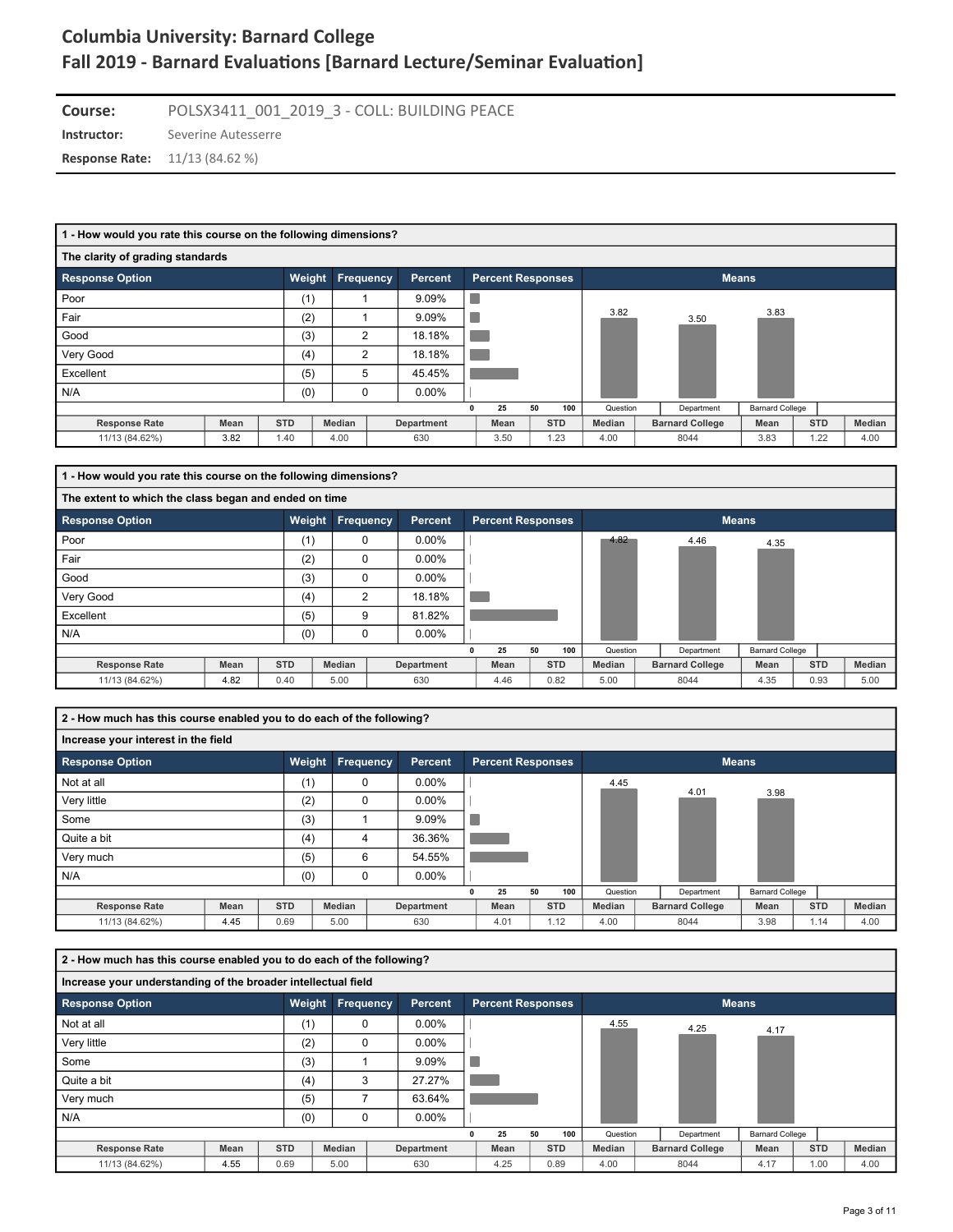# Columbia University: Barnard College
# Fall 2019 - Barnard Evaluations [Barnard Lecture/Seminar Evaluation]

**Course:** POLSX3411_001_2019_3 - COLL: BUILDING PEACE
**Instructor:** Severine Autesserre
**Response Rate:** 11/13 (84.62 %)

## 1 - How would you rate this course on the following dimensions?

### The clarity of grading standards

| Response Option | Weight | Frequency | Percent |
|---|---|---|---|
| Poor | (1) | 1 | 9.09% |
| Fair | (2) | 1 | 9.09% |
| Good | (3) | 2 | 18.18% |
| Very Good | (4) | 2 | 18.18% |
| Excellent | (5) | 5 | 45.45% |
| N/A | (0) | 0 | 0.00% |

Means: Question 3.82, Department 3.50, Barnard College 3.83

| Response Rate | Mean | STD | Median | Department | Mean | STD | Median | Barnard College | Mean | STD | Median |
|---|---|---|---|---|---|---|---|---|---|---|---|
| 11/13 (84.62%) | 3.82 | 1.40 | 4.00 | 630 | 3.50 | 1.23 | 4.00 | 8044 | 3.83 | 1.22 | 4.00 |

## 1 - How would you rate this course on the following dimensions?

### The extent to which the class began and ended on time

| Response Option | Weight | Frequency | Percent |
|---|---|---|---|
| Poor | (1) | 0 | 0.00% |
| Fair | (2) | 0 | 0.00% |
| Good | (3) | 0 | 0.00% |
| Very Good | (4) | 2 | 18.18% |
| Excellent | (5) | 9 | 81.82% |
| N/A | (0) | 0 | 0.00% |

Means: Question 4.82, Department 4.46, Barnard College 4.35

| Response Rate | Mean | STD | Median | Department | Mean | STD | Median | Barnard College | Mean | STD | Median |
|---|---|---|---|---|---|---|---|---|---|---|---|
| 11/13 (84.62%) | 4.82 | 0.40 | 5.00 | 630 | 4.46 | 0.82 | 5.00 | 8044 | 4.35 | 0.93 | 5.00 |

## 2 - How much has this course enabled you to do each of the following?

### Increase your interest in the field

| Response Option | Weight | Frequency | Percent |
|---|---|---|---|
| Not at all | (1) | 0 | 0.00% |
| Very little | (2) | 0 | 0.00% |
| Some | (3) | 1 | 9.09% |
| Quite a bit | (4) | 4 | 36.36% |
| Very much | (5) | 6 | 54.55% |
| N/A | (0) | 0 | 0.00% |

Means: Question 4.45, Department 4.01, Barnard College 3.98

| Response Rate | Mean | STD | Median | Department | Mean | STD | Median | Barnard College | Mean | STD | Median |
|---|---|---|---|---|---|---|---|---|---|---|---|
| 11/13 (84.62%) | 4.45 | 0.69 | 5.00 | 630 | 4.01 | 1.12 | 4.00 | 8044 | 3.98 | 1.14 | 4.00 |

## 2 - How much has this course enabled you to do each of the following?

### Increase your understanding of the broader intellectual field

| Response Option | Weight | Frequency | Percent |
|---|---|---|---|
| Not at all | (1) | 0 | 0.00% |
| Very little | (2) | 0 | 0.00% |
| Some | (3) | 1 | 9.09% |
| Quite a bit | (4) | 3 | 27.27% |
| Very much | (5) | 7 | 63.64% |
| N/A | (0) | 0 | 0.00% |

Means: Question 4.55, Department 4.25, Barnard College 4.17

| Response Rate | Mean | STD | Median | Department | Mean | STD | Median | Barnard College | Mean | STD | Median |
|---|---|---|---|---|---|---|---|---|---|---|---|
| 11/13 (84.62%) | 4.55 | 0.69 | 5.00 | 630 | 4.25 | 0.89 | 4.00 | 8044 | 4.17 | 1.00 | 4.00 |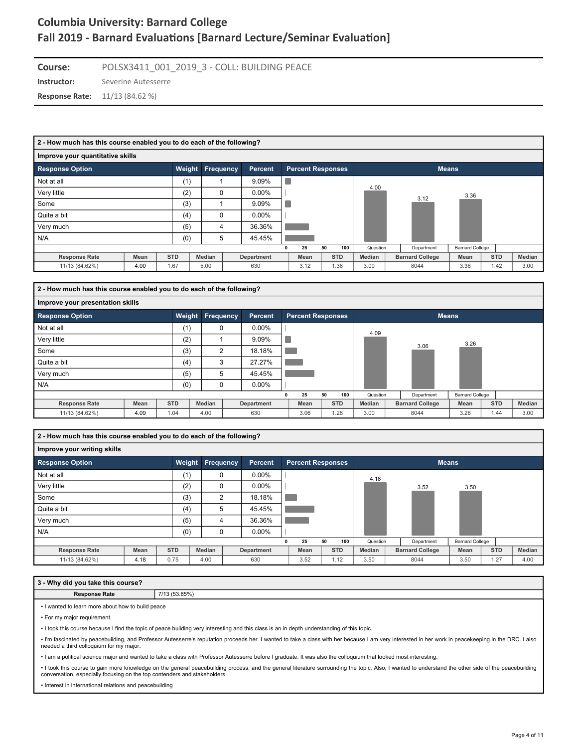# Columbia University: Barnard College
## Fall 2019 - Barnard Evaluations [Barnard Lecture/Seminar Evaluation]

**Course:** POLSX3411_001_2019_3 - COLL: BUILDING PEACE

**Instructor:** Severine Autesserre

**Response Rate:** 11/13 (84.62 %)

### 2 - How much has this course enabled you to do each of the following?

**Improve your quantitative skills**

| Response Option | Weight | Frequency | Percent |
|---|---|---|---|
| Not at all | (1) | 1 | 9.09% |
| Very little | (2) | 0 | 0.00% |
| Some | (3) | 1 | 9.09% |
| Quite a bit | (4) | 0 | 0.00% |
| Very much | (5) | 4 | 36.36% |
| N/A | (0) | 5 | 45.45% |

Means: Question 4.00, Department 3.12, Barnard College 3.36

| Response Rate | Mean | STD | Median | Department | Mean | STD | Median | Barnard College | Mean | STD | Median |
|---|---|---|---|---|---|---|---|---|---|---|---|
| 11/13 (84.62%) | 4.00 | 1.67 | 5.00 | 630 | 3.12 | 1.38 | 3.00 | 8044 | 3.36 | 1.42 | 3.00 |

### 2 - How much has this course enabled you to do each of the following?

**Improve your presentation skills**

| Response Option | Weight | Frequency | Percent |
|---|---|---|---|
| Not at all | (1) | 0 | 0.00% |
| Very little | (2) | 1 | 9.09% |
| Some | (3) | 2 | 18.18% |
| Quite a bit | (4) | 3 | 27.27% |
| Very much | (5) | 5 | 45.45% |
| N/A | (0) | 0 | 0.00% |

Means: Question 4.09, Department 3.06, Barnard College 3.26

| Response Rate | Mean | STD | Median | Department | Mean | STD | Median | Barnard College | Mean | STD | Median |
|---|---|---|---|---|---|---|---|---|---|---|---|
| 11/13 (84.62%) | 4.09 | 1.04 | 4.00 | 630 | 3.06 | 1.28 | 3.00 | 8044 | 3.26 | 1.44 | 3.00 |

### 2 - How much has this course enabled you to do each of the following?

**Improve your writing skills**

| Response Option | Weight | Frequency | Percent |
|---|---|---|---|
| Not at all | (1) | 0 | 0.00% |
| Very little | (2) | 0 | 0.00% |
| Some | (3) | 2 | 18.18% |
| Quite a bit | (4) | 5 | 45.45% |
| Very much | (5) | 4 | 36.36% |
| N/A | (0) | 0 | 0.00% |

Means: Question 4.18, Department 3.52, Barnard College 3.50

| Response Rate | Mean | STD | Median | Department | Mean | STD | Median | Barnard College | Mean | STD | Median |
|---|---|---|---|---|---|---|---|---|---|---|---|
| 11/13 (84.62%) | 4.18 | 0.75 | 4.00 | 630 | 3.52 | 1.12 | 3.50 | 8044 | 3.50 | 1.27 | 4.00 |

### 3 - Why did you take this course?

**Response Rate:** 7/13 (53.85%)

- I wanted to learn more about how to build peace
- For my major requirement.
- I took this course because I find the topic of peace building very interesting and this class is an in depth understanding of this topic.
- I'm fascinated by peacebuilding, and Professor Autesserre's reputation proceeds her. I wanted to take a class with her because I am very interested in her work in peacekeeping in the DRC. I also needed a third colloquium for my major.
- I am a political science major and wanted to take a class with Professor Autesserre before I graduate. It was also the colloquium that looked most interesting.
- I took this course to gain more knowledge on the general peacebuilding process, and the general literature surrounding the topic. Also, I wanted to understand the other side of the peacebuilding conversation, especially focusing on the top contenders and stakeholders.
- Interest in international relations and peacebuilding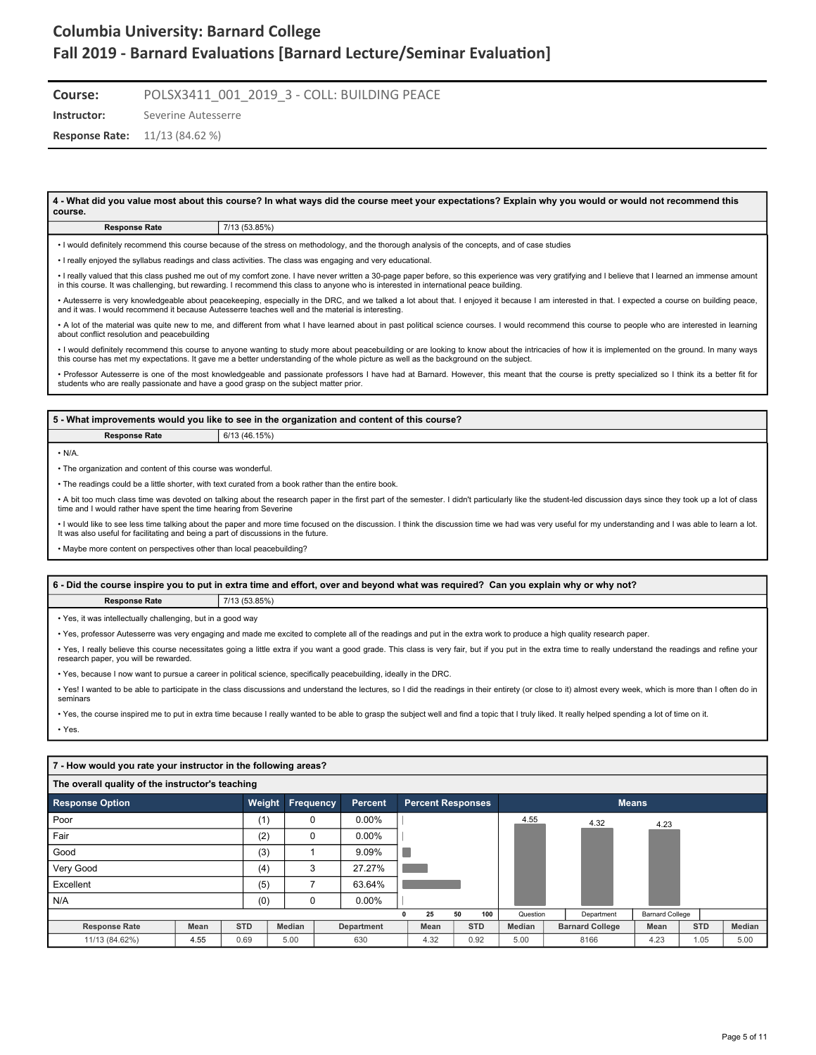# Columbia University: Barnard College
## Fall 2019 - Barnard Evaluations [Barnard Lecture/Seminar Evaluation]

**Course:** POLSX3411_001_2019_3 - COLL: BUILDING PEACE

**Instructor:** Severine Autesserre

**Response Rate:** 11/13 (84.62 %)

### 4 - What did you value most about this course? In what ways did the course meet your expectations? Explain why you would or would not recommend this course.

| Response Rate | 7/13 (53.85%) |
|---|---|

- I would definitely recommend this course because of the stress on methodology, and the thorough analysis of the concepts, and of case studies
- I really enjoyed the syllabus readings and class activities. The class was engaging and very educational.
- I really valued that this class pushed me out of my comfort zone. I have never written a 30-page paper before, so this experience was very gratifying and I believe that I learned an immense amount in this course. It was challenging, but rewarding. I recommend this class to anyone who is interested in international peace building.
- Autesserre is very knowledgeable about peacekeeping, especially in the DRC, and we talked a lot about that. I enjoyed it because I am interested in that. I expected a course on building peace, and it was. I would recommend it because Autesserre teaches well and the material is interesting.
- A lot of the material was quite new to me, and different from what I have learned about in past political science courses. I would recommend this course to people who are interested in learning about conflict resolution and peacebuilding
- I would definitely recommend this course to anyone wanting to study more about peacebuilding or are looking to know about the intricacies of how it is implemented on the ground. In many ways this course has met my expectations. It gave me a better understanding of the whole picture as well as the background on the subject.
- Professor Autesserre is one of the most knowledgeable and passionate professors I have had at Barnard. However, this meant that the course is pretty specialized so I think its a better fit for students who are really passionate and have a good grasp on the subject matter prior.

### 5 - What improvements would you like to see in the organization and content of this course?

| Response Rate | 6/13 (46.15%) |
|---|---|

- N/A.
- The organization and content of this course was wonderful.
- The readings could be a little shorter, with text curated from a book rather than the entire book.
- A bit too much class time was devoted on talking about the research paper in the first part of the semester. I didn't particularly like the student-led discussion days since they took up a lot of class time and I would rather have spent the time hearing from Severine
- I would like to see less time talking about the paper and more time focused on the discussion. I think the discussion time we had was very useful for my understanding and I was able to learn a lot. It was also useful for facilitating and being a part of discussions in the future.
- Maybe more content on perspectives other than local peacebuilding?

### 6 - Did the course inspire you to put in extra time and effort, over and beyond what was required? Can you explain why or why not?

| Response Rate | 7/13 (53.85%) |
|---|---|

- Yes, it was intellectually challenging, but in a good way
- Yes, professor Autesserre was very engaging and made me excited to complete all of the readings and put in the extra work to produce a high quality research paper.
- Yes, I really believe this course necessitates going a little extra if you want a good grade. This class is very fair, but if you put in the extra time to really understand the readings and refine your research paper, you will be rewarded.
- Yes, because I now want to pursue a career in political science, specifically peacebuilding, ideally in the DRC.
- Yes! I wanted to be able to participate in the class discussions and understand the lectures, so I did the readings in their entirety (or close to it) almost every week, which is more than I often do in seminars
- Yes, the course inspired me to put in extra time because I really wanted to be able to grasp the subject well and find a topic that I truly liked. It really helped spending a lot of time on it.
- Yes.

### 7 - How would you rate your instructor in the following areas?

**The overall quality of the instructor's teaching**

| Response Option | Weight | Frequency | Percent |
|---|---|---|---|
| Poor | (1) | 0 | 0.00% |
| Fair | (2) | 0 | 0.00% |
| Good | (3) | 1 | 9.09% |
| Very Good | (4) | 3 | 27.27% |
| Excellent | (5) | 7 | 63.64% |
| N/A | (0) | 0 | 0.00% |

Means: Question 4.55; Department 4.32; Barnard College 4.23

| Response Rate | Mean | STD | Median | Department | Mean | STD | Median | Barnard College | Mean | STD | Median |
|---|---|---|---|---|---|---|---|---|---|---|---|
| 11/13 (84.62%) | 4.55 | 0.69 | 5.00 | 630 | 4.32 | 0.92 | 5.00 | 8166 | 4.23 | 1.05 | 5.00 |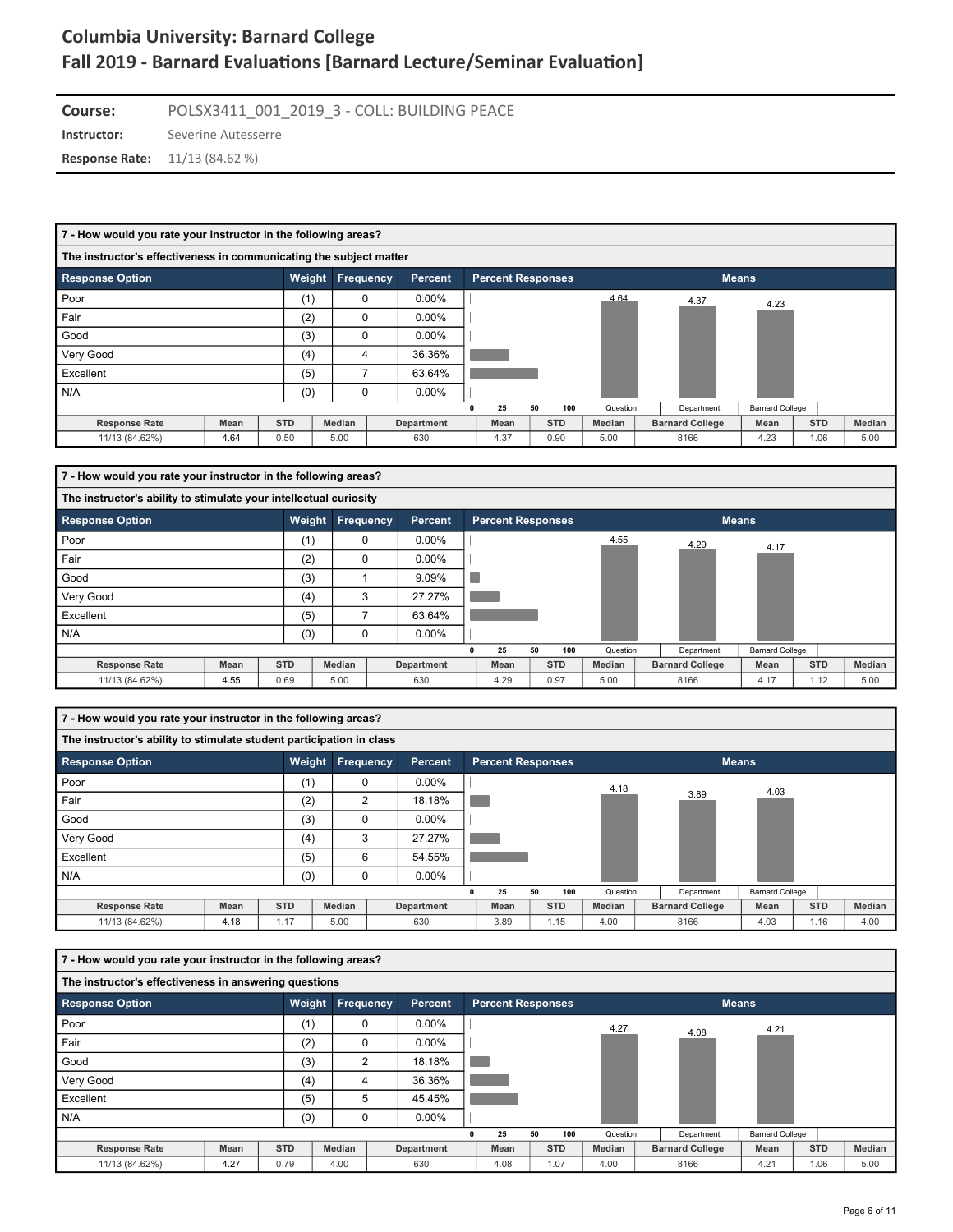# Columbia University: Barnard College
## Fall 2019 - Barnard Evaluations [Barnard Lecture/Seminar Evaluation]

**Course:** POLSX3411_001_2019_3 - COLL: BUILDING PEACE

**Instructor:** Severine Autesserre

**Response Rate:** 11/13 (84.62 %)

### 7 - How would you rate your instructor in the following areas?

**The instructor's effectiveness in communicating the subject matter**

| Response Option | Weight | Frequency | Percent |
|---|---|---|---|
| Poor | (1) | 0 | 0.00% |
| Fair | (2) | 0 | 0.00% |
| Good | (3) | 0 | 0.00% |
| Very Good | (4) | 4 | 36.36% |
| Excellent | (5) | 7 | 63.64% |
| N/A | (0) | 0 | 0.00% |

Means: Question 4.64, Department 4.37, Barnard College 4.23

| Response Rate | Mean | STD | Median | Department | Mean | STD | Median | Barnard College | Mean | STD | Median |
|---|---|---|---|---|---|---|---|---|---|---|---|
| 11/13 (84.62%) | 4.64 | 0.50 | 5.00 | 630 | 4.37 | 0.90 | 5.00 | 8166 | 4.23 | 1.06 | 5.00 |

### 7 - How would you rate your instructor in the following areas?

**The instructor's ability to stimulate your intellectual curiosity**

| Response Option | Weight | Frequency | Percent |
|---|---|---|---|
| Poor | (1) | 0 | 0.00% |
| Fair | (2) | 0 | 0.00% |
| Good | (3) | 1 | 9.09% |
| Very Good | (4) | 3 | 27.27% |
| Excellent | (5) | 7 | 63.64% |
| N/A | (0) | 0 | 0.00% |

Means: Question 4.55, Department 4.29, Barnard College 4.17

| Response Rate | Mean | STD | Median | Department | Mean | STD | Median | Barnard College | Mean | STD | Median |
|---|---|---|---|---|---|---|---|---|---|---|---|
| 11/13 (84.62%) | 4.55 | 0.69 | 5.00 | 630 | 4.29 | 0.97 | 5.00 | 8166 | 4.17 | 1.12 | 5.00 |

### 7 - How would you rate your instructor in the following areas?

**The instructor's ability to stimulate student participation in class**

| Response Option | Weight | Frequency | Percent |
|---|---|---|---|
| Poor | (1) | 0 | 0.00% |
| Fair | (2) | 2 | 18.18% |
| Good | (3) | 0 | 0.00% |
| Very Good | (4) | 3 | 27.27% |
| Excellent | (5) | 6 | 54.55% |
| N/A | (0) | 0 | 0.00% |

Means: Question 4.18, Department 3.89, Barnard College 4.03

| Response Rate | Mean | STD | Median | Department | Mean | STD | Median | Barnard College | Mean | STD | Median |
|---|---|---|---|---|---|---|---|---|---|---|---|
| 11/13 (84.62%) | 4.18 | 1.17 | 5.00 | 630 | 3.89 | 1.15 | 4.00 | 8166 | 4.03 | 1.16 | 4.00 |

### 7 - How would you rate your instructor in the following areas?

**The instructor's effectiveness in answering questions**

| Response Option | Weight | Frequency | Percent |
|---|---|---|---|
| Poor | (1) | 0 | 0.00% |
| Fair | (2) | 0 | 0.00% |
| Good | (3) | 2 | 18.18% |
| Very Good | (4) | 4 | 36.36% |
| Excellent | (5) | 5 | 45.45% |
| N/A | (0) | 0 | 0.00% |

Means: Question 4.27, Department 4.08, Barnard College 4.21

| Response Rate | Mean | STD | Median | Department | Mean | STD | Median | Barnard College | Mean | STD | Median |
|---|---|---|---|---|---|---|---|---|---|---|---|
| 11/13 (84.62%) | 4.27 | 0.79 | 4.00 | 630 | 4.08 | 1.07 | 4.00 | 8166 | 4.21 | 1.06 | 5.00 |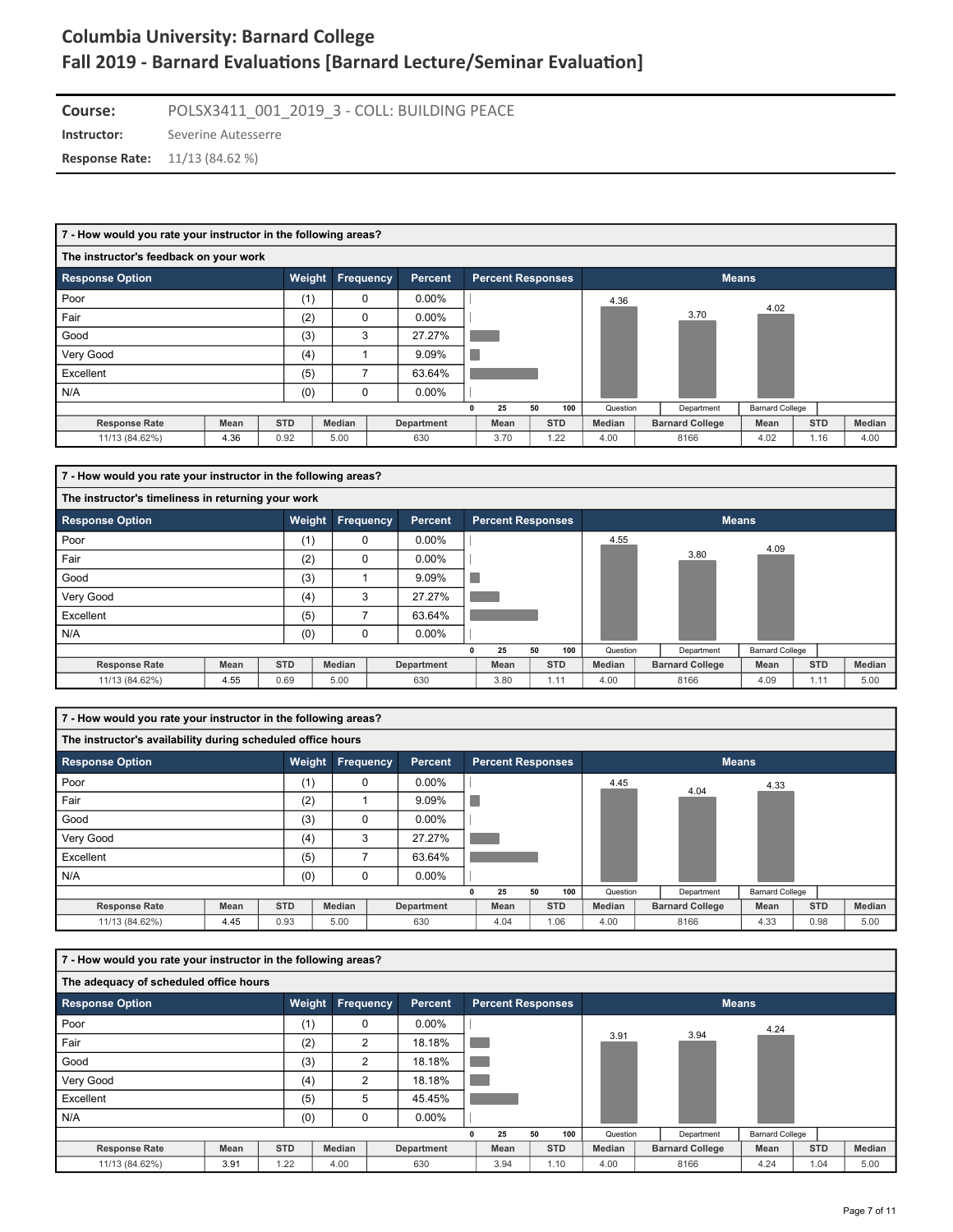# Columbia University: Barnard College
## Fall 2019 - Barnard Evaluations [Barnard Lecture/Seminar Evaluation]

**Course:** POLSX3411_001_2019_3 - COLL: BUILDING PEACE
**Instructor:** Severine Autesserre
**Response Rate:** 11/13 (84.62 %)

### 7 - How would you rate your instructor in the following areas?

#### The instructor's feedback on your work

| Response Option | Weight | Frequency | Percent |
|---|---|---|---|
| Poor | (1) | 0 | 0.00% |
| Fair | (2) | 0 | 0.00% |
| Good | (3) | 3 | 27.27% |
| Very Good | (4) | 1 | 9.09% |
| Excellent | (5) | 7 | 63.64% |
| N/A | (0) | 0 | 0.00% |

Means: Question 4.36, Department 3.70, Barnard College 4.02

| | Question | | | Department | | | | Barnard College | | | |
|---|---|---|---|---|---|---|---|---|---|---|---|
| Response Rate | Mean | STD | Median | Department | Mean | STD | Median | Barnard College | Mean | STD | Median |
| 11/13 (84.62%) | 4.36 | 0.92 | 5.00 | 630 | 3.70 | 1.22 | 4.00 | 8166 | 4.02 | 1.16 | 4.00 |

### 7 - How would you rate your instructor in the following areas?

#### The instructor's timeliness in returning your work

| Response Option | Weight | Frequency | Percent |
|---|---|---|---|
| Poor | (1) | 0 | 0.00% |
| Fair | (2) | 0 | 0.00% |
| Good | (3) | 1 | 9.09% |
| Very Good | (4) | 3 | 27.27% |
| Excellent | (5) | 7 | 63.64% |
| N/A | (0) | 0 | 0.00% |

Means: Question 4.55, Department 3.80, Barnard College 4.09

| | Question | | | Department | | | | Barnard College | | | |
|---|---|---|---|---|---|---|---|---|---|---|---|
| Response Rate | Mean | STD | Median | Department | Mean | STD | Median | Barnard College | Mean | STD | Median |
| 11/13 (84.62%) | 4.55 | 0.69 | 5.00 | 630 | 3.80 | 1.11 | 4.00 | 8166 | 4.09 | 1.11 | 5.00 |

### 7 - How would you rate your instructor in the following areas?

#### The instructor's availability during scheduled office hours

| Response Option | Weight | Frequency | Percent |
|---|---|---|---|
| Poor | (1) | 0 | 0.00% |
| Fair | (2) | 1 | 9.09% |
| Good | (3) | 0 | 0.00% |
| Very Good | (4) | 3 | 27.27% |
| Excellent | (5) | 7 | 63.64% |
| N/A | (0) | 0 | 0.00% |

Means: Question 4.45, Department 4.04, Barnard College 4.33

| | Question | | | Department | | | | Barnard College | | | |
|---|---|---|---|---|---|---|---|---|---|---|---|
| Response Rate | Mean | STD | Median | Department | Mean | STD | Median | Barnard College | Mean | STD | Median |
| 11/13 (84.62%) | 4.45 | 0.93 | 5.00 | 630 | 4.04 | 1.06 | 4.00 | 8166 | 4.33 | 0.98 | 5.00 |

### 7 - How would you rate your instructor in the following areas?

#### The adequacy of scheduled office hours

| Response Option | Weight | Frequency | Percent |
|---|---|---|---|
| Poor | (1) | 0 | 0.00% |
| Fair | (2) | 2 | 18.18% |
| Good | (3) | 2 | 18.18% |
| Very Good | (4) | 2 | 18.18% |
| Excellent | (5) | 5 | 45.45% |
| N/A | (0) | 0 | 0.00% |

Means: Question 3.91, Department 3.94, Barnard College 4.24

| | Question | | | Department | | | | Barnard College | | | |
|---|---|---|---|---|---|---|---|---|---|---|---|
| Response Rate | Mean | STD | Median | Department | Mean | STD | Median | Barnard College | Mean | STD | Median |
| 11/13 (84.62%) | 3.91 | 1.22 | 4.00 | 630 | 3.94 | 1.10 | 4.00 | 8166 | 4.24 | 1.04 | 5.00 |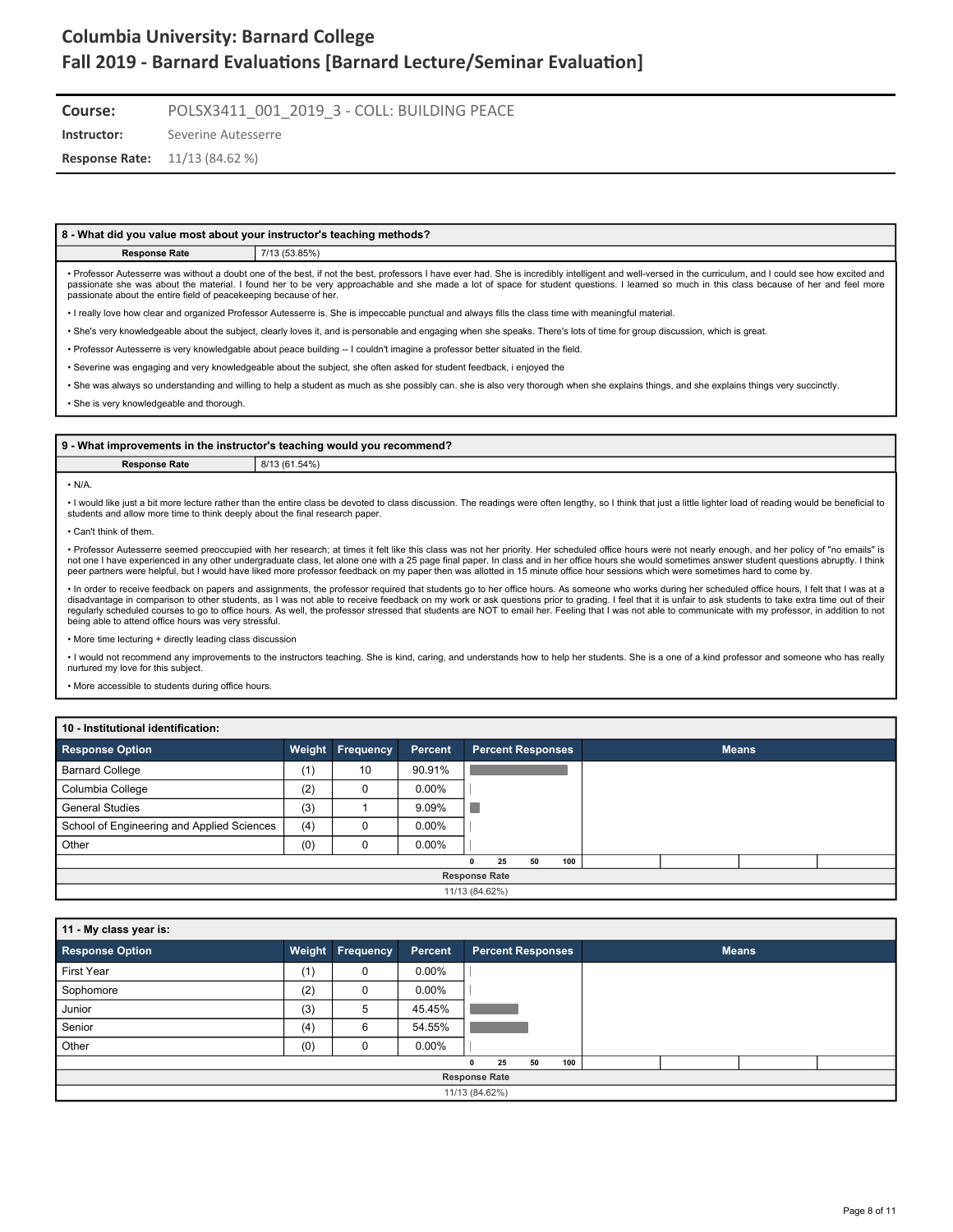# Columbia University: Barnard College
## Fall 2019 - Barnard Evaluations [Barnard Lecture/Seminar Evaluation]

**Course:** POLSX3411_001_2019_3 - COLL: BUILDING PEACE
**Instructor:** Severine Autesserre
**Response Rate:** 11/13 (84.62 %)

### 8 - What did you value most about your instructor's teaching methods?

| Response Rate | 7/13 (53.85%) |
|---|---|

- Professor Autesserre was without a doubt one of the best, if not the best, professors I have ever had. She is incredibly intelligent and well-versed in the curriculum, and I could see how excited and passionate she was about the material. I found her to be very approachable and she made a lot of space for student questions. I learned so much in this class because of her and feel more passionate about the entire field of peacekeeping because of her.
- I really love how clear and organized Professor Autesserre is. She is impeccable punctual and always fills the class time with meaningful material.
- She's very knowledgeable about the subject, clearly loves it, and is personable and engaging when she speaks. There's lots of time for group discussion, which is great.
- Professor Autesserre is very knowledgable about peace building -- I couldn't imagine a professor better situated in the field.
- Severine was engaging and very knowledgeable about the subject, she often asked for student feedback, i enjoyed the
- She was always so understanding and willing to help a student as much as she possibly can. she is also very thorough when she explains things, and she explains things very succinctly.
- She is very knowledgeable and thorough.

### 9 - What improvements in the instructor's teaching would you recommend?

| Response Rate | 8/13 (61.54%) |
|---|---|

- N/A.
- I would like just a bit more lecture rather than the entire class be devoted to class discussion. The readings were often lengthy, so I think that just a little lighter load of reading would be beneficial to students and allow more time to think deeply about the final research paper.
- Can't think of them.
- Professor Autesserre seemed preoccupied with her research; at times it felt like this class was not her priority. Her scheduled office hours were not nearly enough, and her policy of "no emails" is not one I have experienced in any other undergraduate class, let alone one with a 25 page final paper. In class and in her office hours she would sometimes answer student questions abruptly. I think peer partners were helpful, but I would have liked more professor feedback on my paper then was allotted in 15 minute office hour sessions which were sometimes hard to come by.
- In order to receive feedback on papers and assignments, the professor required that students go to her office hours. As someone who works during her scheduled office hours, I felt that I was at a disadvantage in comparison to other students, as I was not able to receive feedback on my work or ask questions prior to grading. I feel that it is unfair to ask students to take extra time out of their regularly scheduled courses to go to office hours. As well, the professor stressed that students are NOT to email her. Feeling that I was not able to communicate with my professor, in addition to not being able to attend office hours was very stressful.
- More time lecturing + directly leading class discussion
- I would not recommend any improvements to the instructors teaching. She is kind, caring, and understands how to help her students. She is a one of a kind professor and someone who has really nurtured my love for this subject.
- More accessible to students during office hours.

### 10 - Institutional identification:

| Response Option | Weight | Frequency | Percent |
|---|---|---|---|
| Barnard College | (1) | 10 | 90.91% |
| Columbia College | (2) | 0 | 0.00% |
| General Studies | (3) | 1 | 9.09% |
| School of Engineering and Applied Sciences | (4) | 0 | 0.00% |
| Other | (0) | 0 | 0.00% |

Response Rate: 11/13 (84.62%)

### 11 - My class year is:

| Response Option | Weight | Frequency | Percent |
|---|---|---|---|
| First Year | (1) | 0 | 0.00% |
| Sophomore | (2) | 0 | 0.00% |
| Junior | (3) | 5 | 45.45% |
| Senior | (4) | 6 | 54.55% |
| Other | (0) | 0 | 0.00% |

Response Rate: 11/13 (84.62%)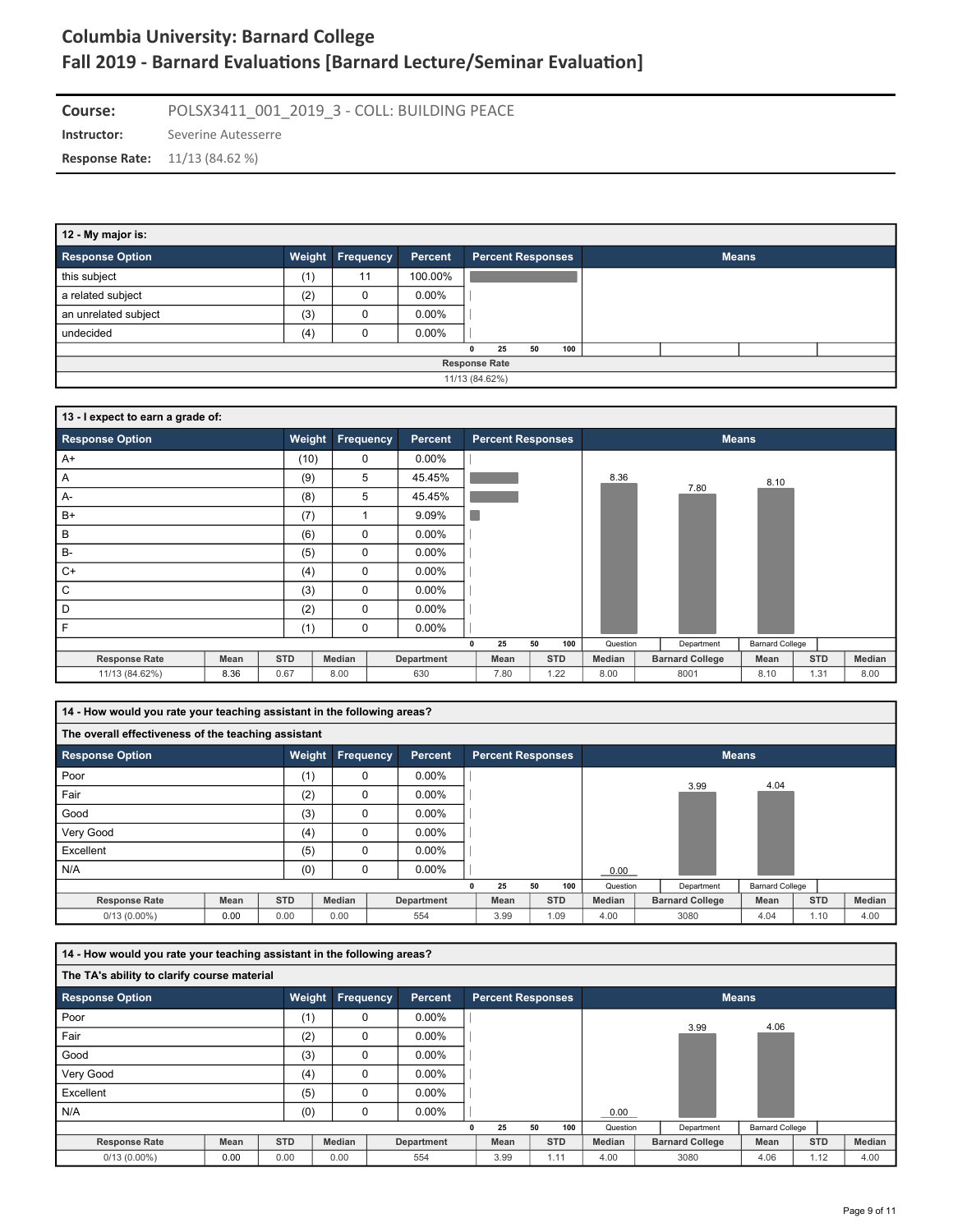# Columbia University: Barnard College
## Fall 2019 - Barnard Evaluations [Barnard Lecture/Seminar Evaluation]

**Course:** POLSX3411_001_2019_3 - COLL: BUILDING PEACE
**Instructor:** Severine Autesserre
**Response Rate:** 11/13 (84.62 %)

### 12 - My major is:

| Response Option | Weight | Frequency | Percent |
|---|---|---|---|
| this subject | (1) | 11 | 100.00% |
| a related subject | (2) | 0 | 0.00% |
| an unrelated subject | (3) | 0 | 0.00% |
| undecided | (4) | 0 | 0.00% |

| Response Rate |
|---|
| 11/13 (84.62%) |

### 13 - I expect to earn a grade of:

| Response Option | Weight | Frequency | Percent |
|---|---|---|---|
| A+ | (10) | 0 | 0.00% |
| A | (9) | 5 | 45.45% |
| A- | (8) | 5 | 45.45% |
| B+ | (7) | 1 | 9.09% |
| B | (6) | 0 | 0.00% |
| B- | (5) | 0 | 0.00% |
| C+ | (4) | 0 | 0.00% |
| C | (3) | 0 | 0.00% |
| D | (2) | 0 | 0.00% |
| F | (1) | 0 | 0.00% |

Means: Question 8.36, Department 7.80, Barnard College 8.10

| Response Rate | Mean | STD | Median | Department | Mean | STD | Median | Barnard College | Mean | STD | Median |
|---|---|---|---|---|---|---|---|---|---|---|---|
| 11/13 (84.62%) | 8.36 | 0.67 | 8.00 | 630 | 7.80 | 1.22 | 8.00 | 8001 | 8.10 | 1.31 | 8.00 |

### 14 - How would you rate your teaching assistant in the following areas?

**The overall effectiveness of the teaching assistant**

| Response Option | Weight | Frequency | Percent |
|---|---|---|---|
| Poor | (1) | 0 | 0.00% |
| Fair | (2) | 0 | 0.00% |
| Good | (3) | 0 | 0.00% |
| Very Good | (4) | 0 | 0.00% |
| Excellent | (5) | 0 | 0.00% |
| N/A | (0) | 0 | 0.00% |

Means: Question 0.00, Department 3.99, Barnard College 4.04

| Response Rate | Mean | STD | Median | Department | Mean | STD | Median | Barnard College | Mean | STD | Median |
|---|---|---|---|---|---|---|---|---|---|---|---|
| 0/13 (0.00%) | 0.00 | 0.00 | 0.00 | 554 | 3.99 | 1.09 | 4.00 | 3080 | 4.04 | 1.10 | 4.00 |

### 14 - How would you rate your teaching assistant in the following areas?

**The TA's ability to clarify course material**

| Response Option | Weight | Frequency | Percent |
|---|---|---|---|
| Poor | (1) | 0 | 0.00% |
| Fair | (2) | 0 | 0.00% |
| Good | (3) | 0 | 0.00% |
| Very Good | (4) | 0 | 0.00% |
| Excellent | (5) | 0 | 0.00% |
| N/A | (0) | 0 | 0.00% |

Means: Question 0.00, Department 3.99, Barnard College 4.06

| Response Rate | Mean | STD | Median | Department | Mean | STD | Median | Barnard College | Mean | STD | Median |
|---|---|---|---|---|---|---|---|---|---|---|---|
| 0/13 (0.00%) | 0.00 | 0.00 | 0.00 | 554 | 3.99 | 1.11 | 4.00 | 3080 | 4.06 | 1.12 | 4.00 |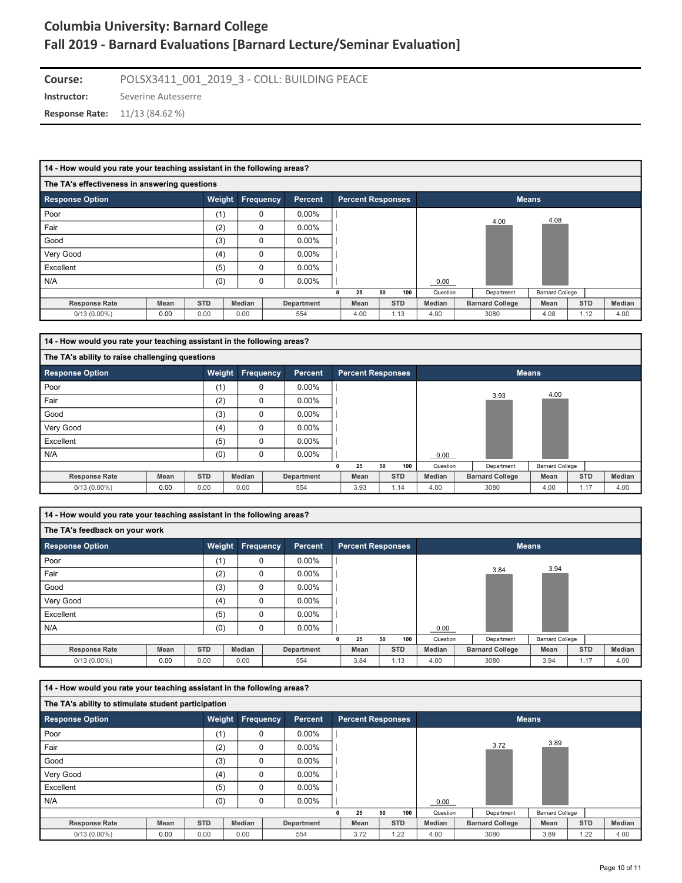# Columbia University: Barnard College
# Fall 2019 - Barnard Evaluations [Barnard Lecture/Seminar Evaluation]

**Course:** POLSX3411_001_2019_3 - COLL: BUILDING PEACE

**Instructor:** Severine Autesserre

**Response Rate:** 11/13 (84.62 %)

### 14 - How would you rate your teaching assistant in the following areas?

#### The TA's effectiveness in answering questions

| Response Option | Weight | Frequency | Percent |
|---|---|---|---|
| Poor | (1) | 0 | 0.00% |
| Fair | (2) | 0 | 0.00% |
| Good | (3) | 0 | 0.00% |
| Very Good | (4) | 0 | 0.00% |
| Excellent | (5) | 0 | 0.00% |
| N/A | (0) | 0 | 0.00% |

Means: Question 0.00, Department 4.00, Barnard College 4.08

| Response Rate | Mean | STD | Median | Department | Mean | STD | Median | Barnard College | Mean | STD | Median |
|---|---|---|---|---|---|---|---|---|---|---|---|
| 0/13 (0.00%) | 0.00 | 0.00 | 0.00 | 554 | 4.00 | 1.13 | 4.00 | 3080 | 4.08 | 1.12 | 4.00 |

### 14 - How would you rate your teaching assistant in the following areas?

#### The TA's ability to raise challenging questions

| Response Option | Weight | Frequency | Percent |
|---|---|---|---|
| Poor | (1) | 0 | 0.00% |
| Fair | (2) | 0 | 0.00% |
| Good | (3) | 0 | 0.00% |
| Very Good | (4) | 0 | 0.00% |
| Excellent | (5) | 0 | 0.00% |
| N/A | (0) | 0 | 0.00% |

Means: Question 0.00, Department 3.93, Barnard College 4.00

| Response Rate | Mean | STD | Median | Department | Mean | STD | Median | Barnard College | Mean | STD | Median |
|---|---|---|---|---|---|---|---|---|---|---|---|
| 0/13 (0.00%) | 0.00 | 0.00 | 0.00 | 554 | 3.93 | 1.14 | 4.00 | 3080 | 4.00 | 1.17 | 4.00 |

### 14 - How would you rate your teaching assistant in the following areas?

#### The TA's feedback on your work

| Response Option | Weight | Frequency | Percent |
|---|---|---|---|
| Poor | (1) | 0 | 0.00% |
| Fair | (2) | 0 | 0.00% |
| Good | (3) | 0 | 0.00% |
| Very Good | (4) | 0 | 0.00% |
| Excellent | (5) | 0 | 0.00% |
| N/A | (0) | 0 | 0.00% |

Means: Question 0.00, Department 3.84, Barnard College 3.94

| Response Rate | Mean | STD | Median | Department | Mean | STD | Median | Barnard College | Mean | STD | Median |
|---|---|---|---|---|---|---|---|---|---|---|---|
| 0/13 (0.00%) | 0.00 | 0.00 | 0.00 | 554 | 3.84 | 1.13 | 4.00 | 3080 | 3.94 | 1.17 | 4.00 |

### 14 - How would you rate your teaching assistant in the following areas?

#### The TA's ability to stimulate student participation

| Response Option | Weight | Frequency | Percent |
|---|---|---|---|
| Poor | (1) | 0 | 0.00% |
| Fair | (2) | 0 | 0.00% |
| Good | (3) | 0 | 0.00% |
| Very Good | (4) | 0 | 0.00% |
| Excellent | (5) | 0 | 0.00% |
| N/A | (0) | 0 | 0.00% |

Means: Question 0.00, Department 3.72, Barnard College 3.89

| Response Rate | Mean | STD | Median | Department | Mean | STD | Median | Barnard College | Mean | STD | Median |
|---|---|---|---|---|---|---|---|---|---|---|---|
| 0/13 (0.00%) | 0.00 | 0.00 | 0.00 | 554 | 3.72 | 1.22 | 4.00 | 3080 | 3.89 | 1.22 | 4.00 |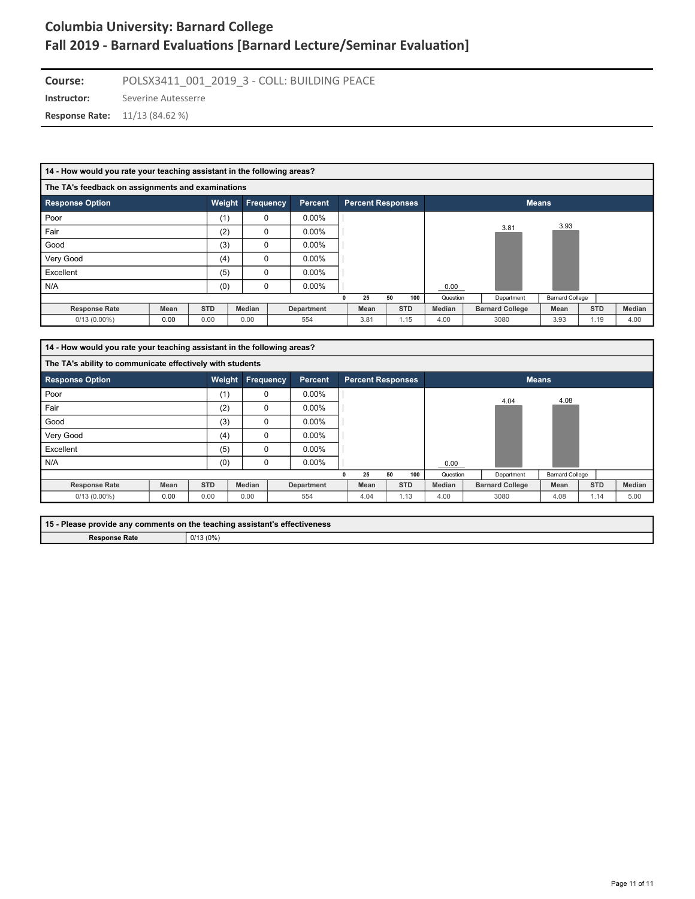# Columbia University: Barnard College

## Fall 2019 - Barnard Evaluations [Barnard Lecture/Seminar Evaluation]

**Course:** POLSX3411_001_2019_3 - COLL: BUILDING PEACE

**Instructor:** Severine Autesserre

**Response Rate:** 11/13 (84.62 %)

### 14 - How would you rate your teaching assistant in the following areas?

**The TA's feedback on assignments and examinations**

| Response Option | Weight | Frequency | Percent |
|---|---|---|---|
| Poor | (1) | 0 | 0.00% |
| Fair | (2) | 0 | 0.00% |
| Good | (3) | 0 | 0.00% |
| Very Good | (4) | 0 | 0.00% |
| Excellent | (5) | 0 | 0.00% |
| N/A | (0) | 0 | 0.00% |

Percent Responses
0 25 50 100

Means
3.81
3.93
0.00
Question
Department
Barnard College

| Response Rate | Mean | STD | Median | Department | Mean | STD | Median | Barnard College | Mean | STD | Median |
|---|---|---|---|---|---|---|---|---|---|---|---|
| 0/13 (0.00%) | 0.00 | 0.00 | 0.00 | 554 | 3.81 | 1.15 | 4.00 | 3080 | 3.93 | 1.19 | 4.00 |

### 14 - How would you rate your teaching assistant in the following areas?

**The TA's ability to communicate effectively with students**

| Response Option | Weight | Frequency | Percent |
|---|---|---|---|
| Poor | (1) | 0 | 0.00% |
| Fair | (2) | 0 | 0.00% |
| Good | (3) | 0 | 0.00% |
| Very Good | (4) | 0 | 0.00% |
| Excellent | (5) | 0 | 0.00% |
| N/A | (0) | 0 | 0.00% |

Percent Responses
0 25 50 100

Means
4.04
4.08
0.00
Question
Department
Barnard College

| Response Rate | Mean | STD | Median | Department | Mean | STD | Median | Barnard College | Mean | STD | Median |
|---|---|---|---|---|---|---|---|---|---|---|---|
| 0/13 (0.00%) | 0.00 | 0.00 | 0.00 | 554 | 4.04 | 1.13 | 4.00 | 3080 | 4.08 | 1.14 | 5.00 |

### 15 - Please provide any comments on the teaching assistant's effectiveness

| | |
|---|---|
| Response Rate | 0/13 (0%) |